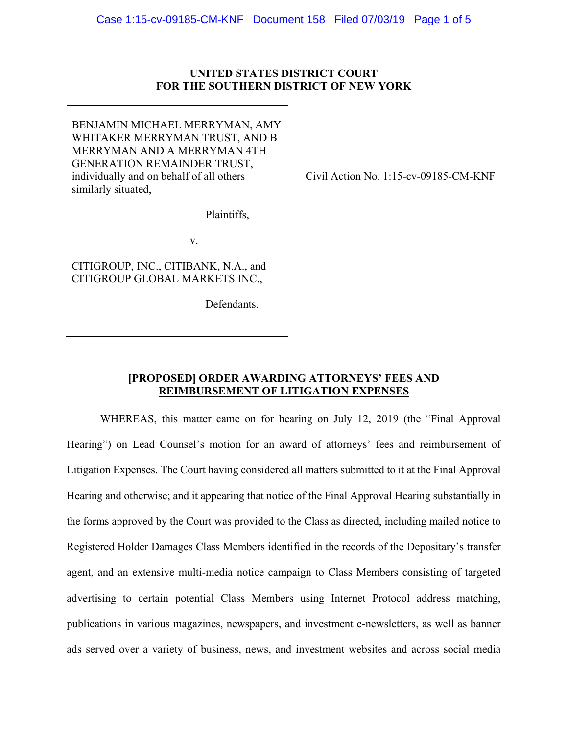**UNITED STATES DISTRICT COURT**
**FOR THE SOUTHERN DISTRICT OF NEW YORK**

| | |
|---|---|
| BENJAMIN MICHAEL MERRYMAN, AMY WHITAKER MERRYMAN TRUST, AND B MERRYMAN AND A MERRYMAN 4TH GENERATION REMAINDER TRUST, individually and on behalf of all others similarly situated,<br><br>Plaintiffs,<br><br>v.<br><br>CITIGROUP, INC., CITIBANK, N.A., and CITIGROUP GLOBAL MARKETS INC.,<br><br>Defendants. | Civil Action No. 1:15-cv-09185-CM-KNF |

**[PROPOSED] ORDER AWARDING ATTORNEYS' FEES AND REIMBURSEMENT OF LITIGATION EXPENSES**

WHEREAS, this matter came on for hearing on July 12, 2019 (the "Final Approval Hearing") on Lead Counsel's motion for an award of attorneys' fees and reimbursement of Litigation Expenses. The Court having considered all matters submitted to it at the Final Approval Hearing and otherwise; and it appearing that notice of the Final Approval Hearing substantially in the forms approved by the Court was provided to the Class as directed, including mailed notice to Registered Holder Damages Class Members identified in the records of the Depositary's transfer agent, and an extensive multi-media notice campaign to Class Members consisting of targeted advertising to certain potential Class Members using Internet Protocol address matching, publications in various magazines, newspapers, and investment e-newsletters, as well as banner ads served over a variety of business, news, and investment websites and across social media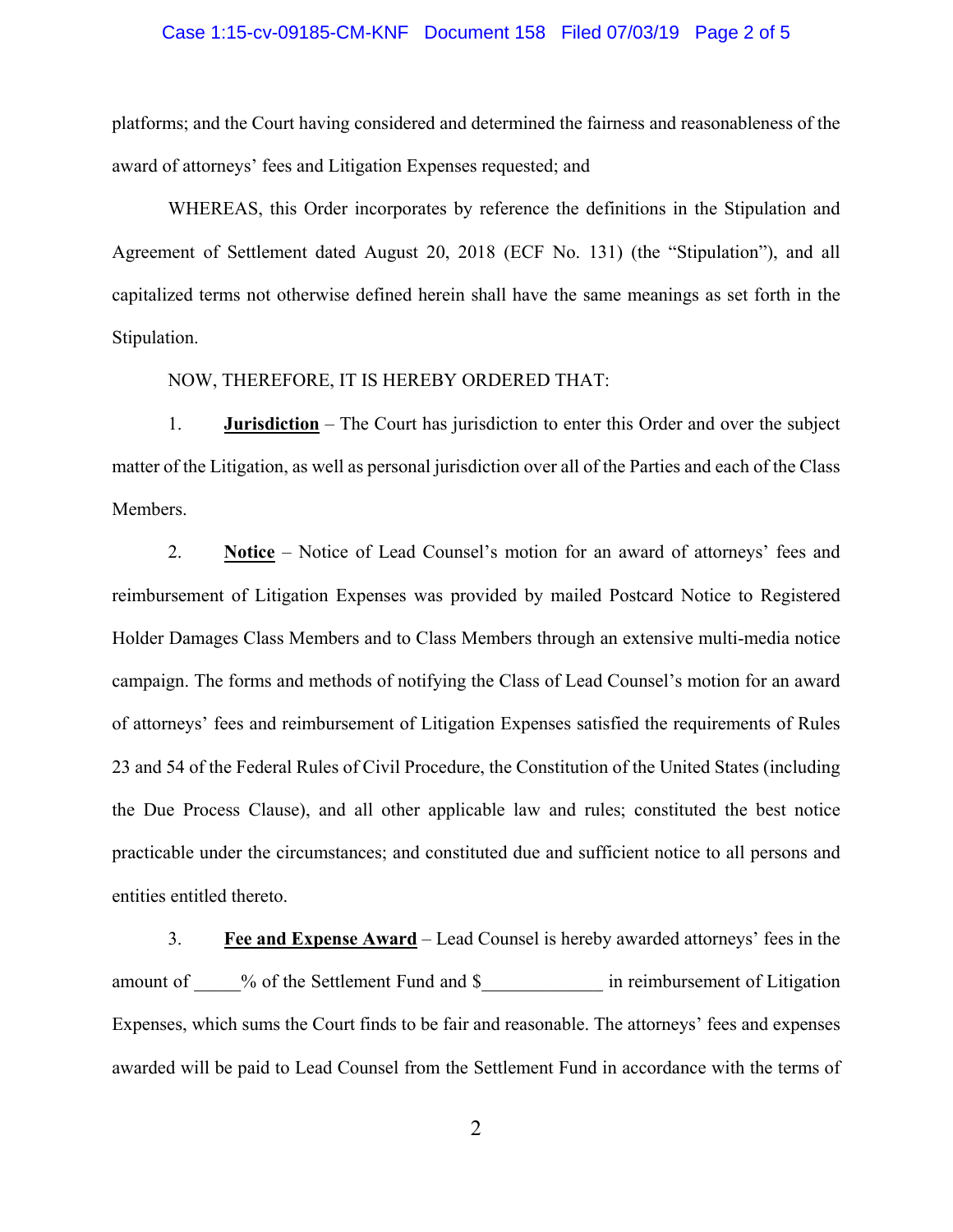platforms; and the Court having considered and determined the fairness and reasonableness of the award of attorneys' fees and Litigation Expenses requested; and

WHEREAS, this Order incorporates by reference the definitions in the Stipulation and Agreement of Settlement dated August 20, 2018 (ECF No. 131) (the "Stipulation"), and all capitalized terms not otherwise defined herein shall have the same meanings as set forth in the Stipulation.

NOW, THEREFORE, IT IS HEREBY ORDERED THAT:

1. **Jurisdiction** – The Court has jurisdiction to enter this Order and over the subject matter of the Litigation, as well as personal jurisdiction over all of the Parties and each of the Class Members.

2. **Notice** – Notice of Lead Counsel's motion for an award of attorneys' fees and reimbursement of Litigation Expenses was provided by mailed Postcard Notice to Registered Holder Damages Class Members and to Class Members through an extensive multi-media notice campaign. The forms and methods of notifying the Class of Lead Counsel's motion for an award of attorneys' fees and reimbursement of Litigation Expenses satisfied the requirements of Rules 23 and 54 of the Federal Rules of Civil Procedure, the Constitution of the United States (including the Due Process Clause), and all other applicable law and rules; constituted the best notice practicable under the circumstances; and constituted due and sufficient notice to all persons and entities entitled thereto.

3. **Fee and Expense Award** – Lead Counsel is hereby awarded attorneys' fees in the amount of _____% of the Settlement Fund and $_____________ in reimbursement of Litigation Expenses, which sums the Court finds to be fair and reasonable. The attorneys' fees and expenses awarded will be paid to Lead Counsel from the Settlement Fund in accordance with the terms of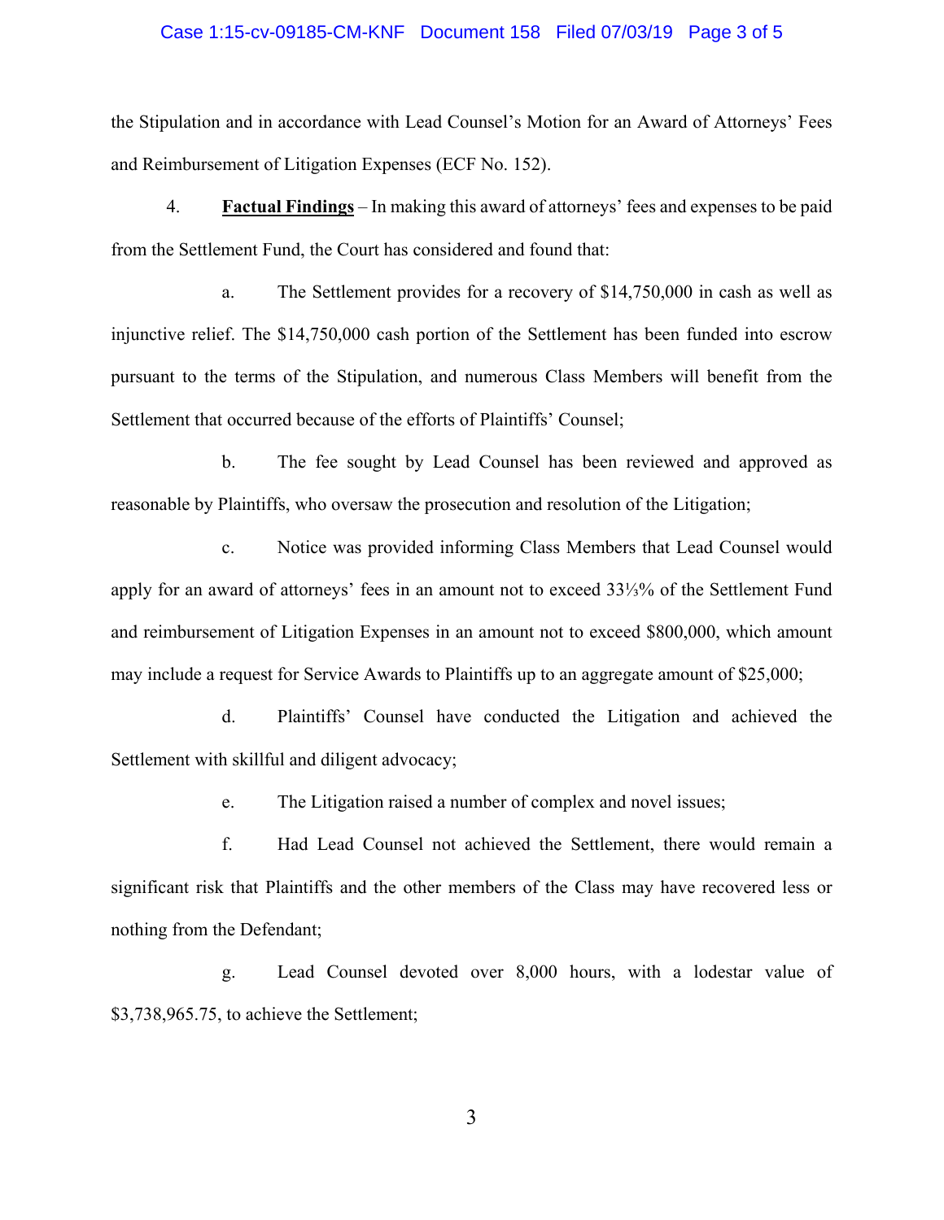the Stipulation and in accordance with Lead Counsel's Motion for an Award of Attorneys' Fees and Reimbursement of Litigation Expenses (ECF No. 152).

4. **Factual Findings** – In making this award of attorneys' fees and expenses to be paid from the Settlement Fund, the Court has considered and found that:

a. The Settlement provides for a recovery of $14,750,000 in cash as well as injunctive relief. The $14,750,000 cash portion of the Settlement has been funded into escrow pursuant to the terms of the Stipulation, and numerous Class Members will benefit from the Settlement that occurred because of the efforts of Plaintiffs' Counsel;

b. The fee sought by Lead Counsel has been reviewed and approved as reasonable by Plaintiffs, who oversaw the prosecution and resolution of the Litigation;

c. Notice was provided informing Class Members that Lead Counsel would apply for an award of attorneys' fees in an amount not to exceed 33⅓% of the Settlement Fund and reimbursement of Litigation Expenses in an amount not to exceed $800,000, which amount may include a request for Service Awards to Plaintiffs up to an aggregate amount of $25,000;

d. Plaintiffs' Counsel have conducted the Litigation and achieved the Settlement with skillful and diligent advocacy;

e. The Litigation raised a number of complex and novel issues;

f. Had Lead Counsel not achieved the Settlement, there would remain a significant risk that Plaintiffs and the other members of the Class may have recovered less or nothing from the Defendant;

g. Lead Counsel devoted over 8,000 hours, with a lodestar value of $3,738,965.75, to achieve the Settlement;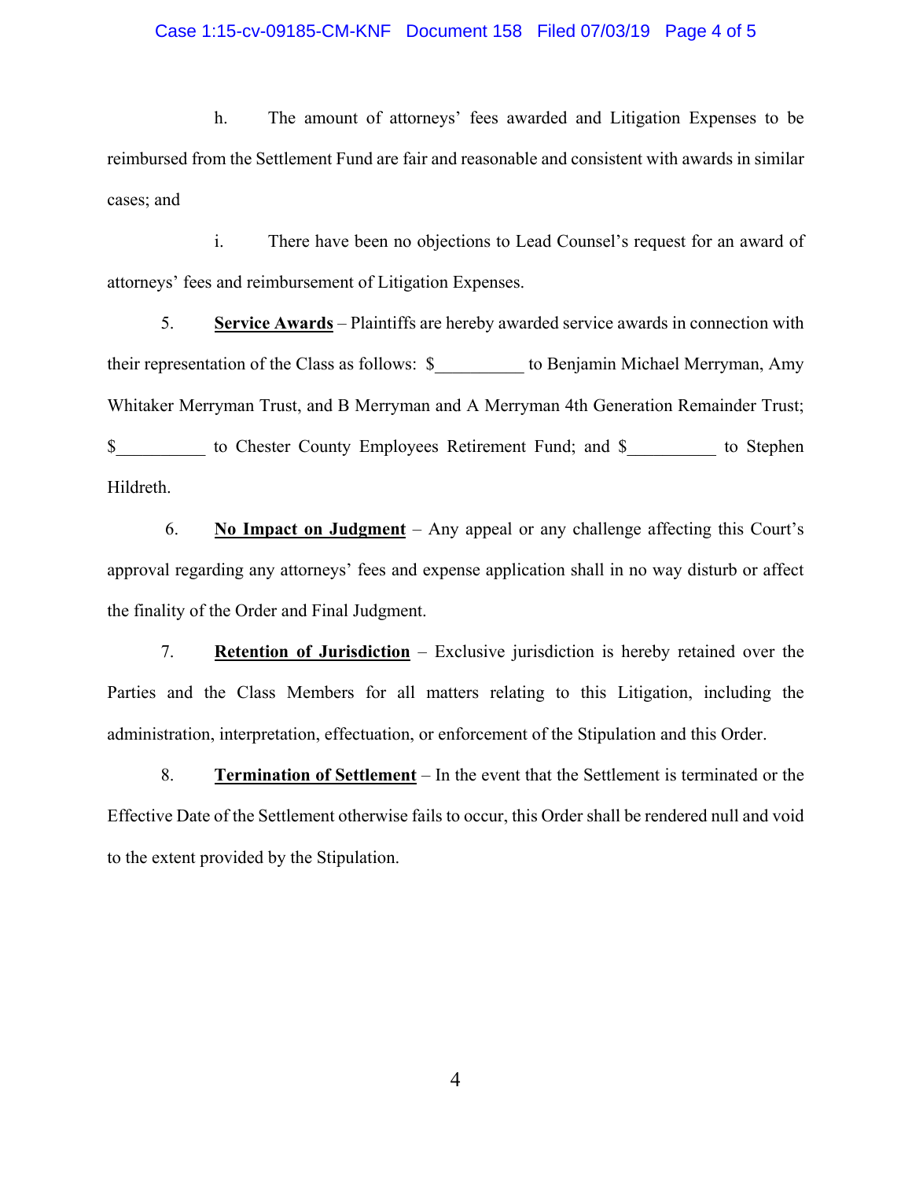h. The amount of attorneys' fees awarded and Litigation Expenses to be reimbursed from the Settlement Fund are fair and reasonable and consistent with awards in similar cases; and

i. There have been no objections to Lead Counsel's request for an award of attorneys' fees and reimbursement of Litigation Expenses.

5. **Service Awards** – Plaintiffs are hereby awarded service awards in connection with their representation of the Class as follows: $__________ to Benjamin Michael Merryman, Amy Whitaker Merryman Trust, and B Merryman and A Merryman 4th Generation Remainder Trust; $__________ to Chester County Employees Retirement Fund; and $__________ to Stephen Hildreth.

6. **No Impact on Judgment** – Any appeal or any challenge affecting this Court's approval regarding any attorneys' fees and expense application shall in no way disturb or affect the finality of the Order and Final Judgment.

7. **Retention of Jurisdiction** – Exclusive jurisdiction is hereby retained over the Parties and the Class Members for all matters relating to this Litigation, including the administration, interpretation, effectuation, or enforcement of the Stipulation and this Order.

8. **Termination of Settlement** – In the event that the Settlement is terminated or the Effective Date of the Settlement otherwise fails to occur, this Order shall be rendered null and void to the extent provided by the Stipulation.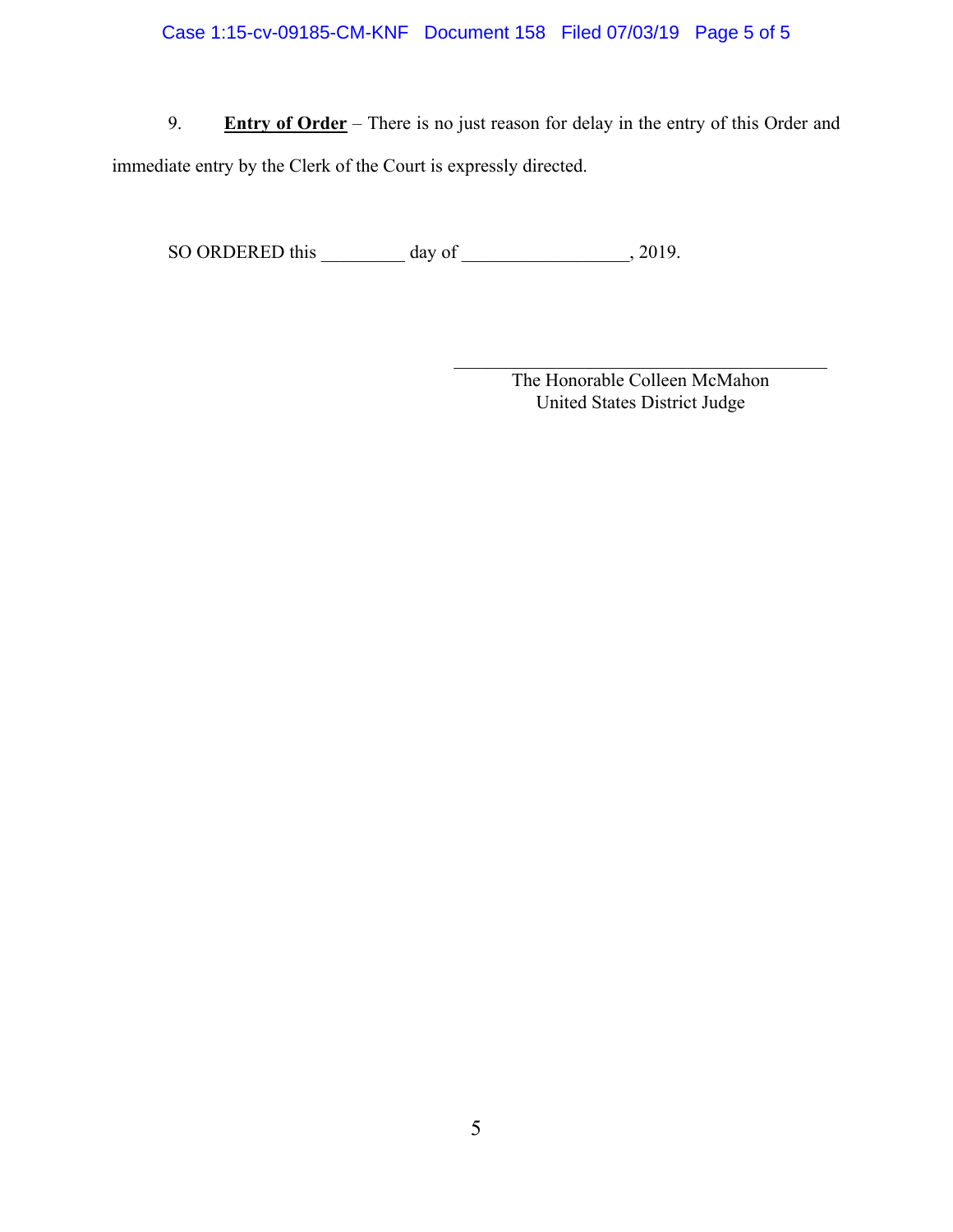9. **Entry of Order** – There is no just reason for delay in the entry of this Order and immediate entry by the Clerk of the Court is expressly directed.

SO ORDERED this _________ day of _________________, 2019.

_________________________________
The Honorable Colleen McMahon
United States District Judge